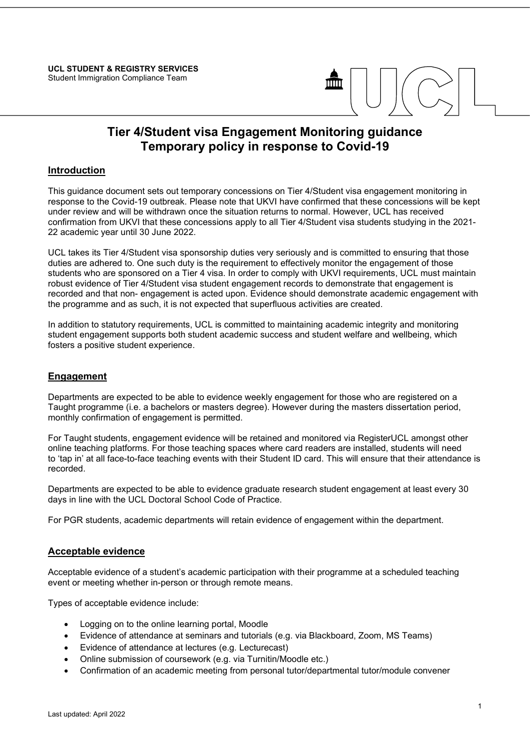**UCL STUDENT & REGISTRY SERVICES**
Student Immigration Compliance Team

# Tier 4/Student visa Engagement Monitoring guidance
# Temporary policy in response to Covid-19

## Introduction

This guidance document sets out temporary concessions on Tier 4/Student visa engagement monitoring in response to the Covid-19 outbreak. Please note that UKVI have confirmed that these concessions will be kept under review and will be withdrawn once the situation returns to normal. However, UCL has received confirmation from UKVI that these concessions apply to all Tier 4/Student visa students studying in the 2021-22 academic year until 30 June 2022.

UCL takes its Tier 4/Student visa sponsorship duties very seriously and is committed to ensuring that those duties are adhered to. One such duty is the requirement to effectively monitor the engagement of those students who are sponsored on a Tier 4 visa. In order to comply with UKVI requirements, UCL must maintain robust evidence of Tier 4/Student visa student engagement records to demonstrate that engagement is recorded and that non- engagement is acted upon. Evidence should demonstrate academic engagement with the programme and as such, it is not expected that superfluous activities are created.

In addition to statutory requirements, UCL is committed to maintaining academic integrity and monitoring student engagement supports both student academic success and student welfare and wellbeing, which fosters a positive student experience.

## Engagement

Departments are expected to be able to evidence weekly engagement for those who are registered on a Taught programme (i.e. a bachelors or masters degree). However during the masters dissertation period, monthly confirmation of engagement is permitted.

For Taught students, engagement evidence will be retained and monitored via RegisterUCL amongst other online teaching platforms. For those teaching spaces where card readers are installed, students will need to 'tap in' at all face-to-face teaching events with their Student ID card. This will ensure that their attendance is recorded.

Departments are expected to be able to evidence graduate research student engagement at least every 30 days in line with the UCL Doctoral School Code of Practice.

For PGR students, academic departments will retain evidence of engagement within the department.

## Acceptable evidence

Acceptable evidence of a student's academic participation with their programme at a scheduled teaching event or meeting whether in-person or through remote means.

Types of acceptable evidence include:

- Logging on to the online learning portal, Moodle
- Evidence of attendance at seminars and tutorials (e.g. via Blackboard, Zoom, MS Teams)
- Evidence of attendance at lectures (e.g. Lecturecast)
- Online submission of coursework (e.g. via Turnitin/Moodle etc.)
- Confirmation of an academic meeting from personal tutor/departmental tutor/module convener

Last updated: April 2022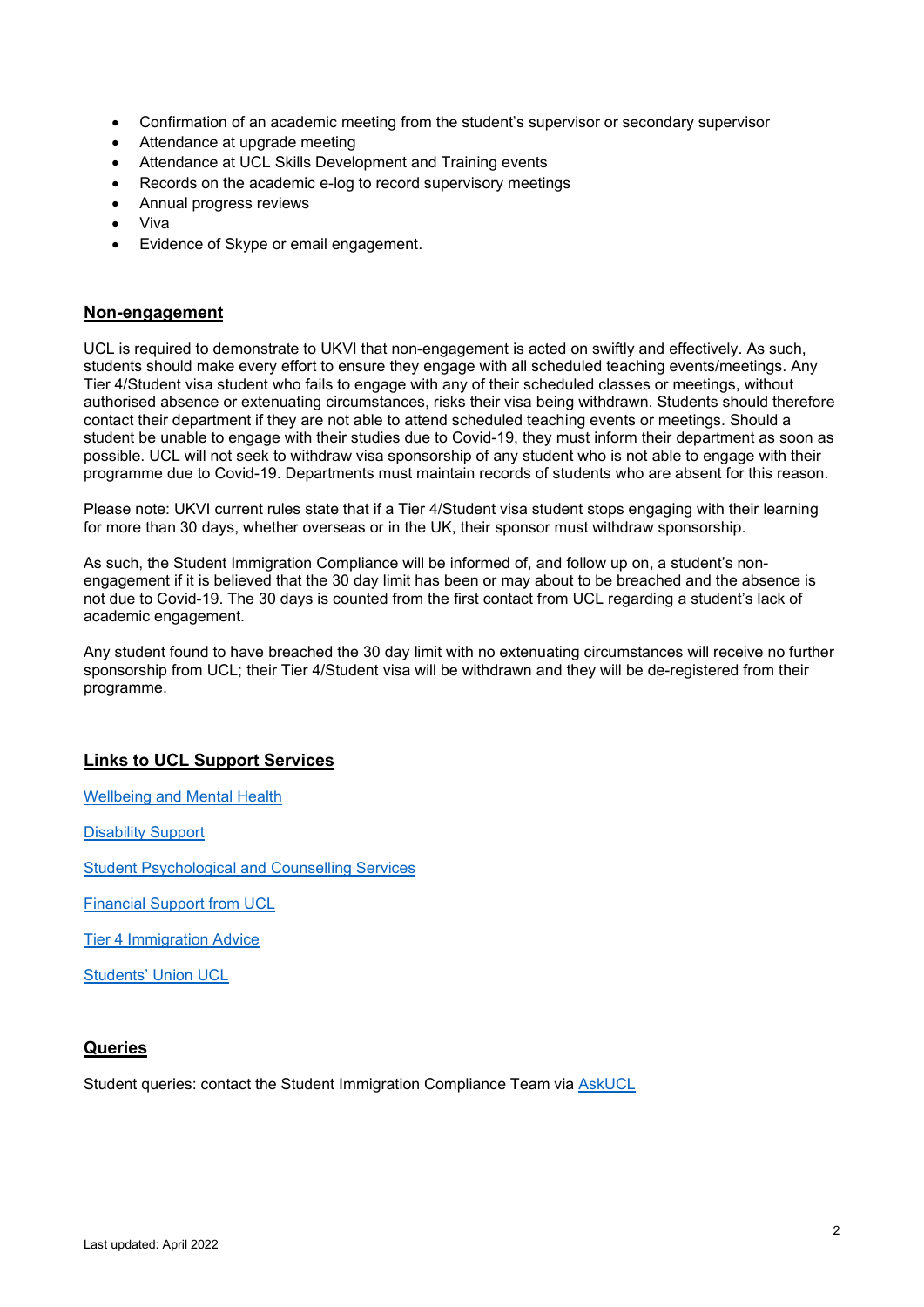- Confirmation of an academic meeting from the student's supervisor or secondary supervisor
- Attendance at upgrade meeting
- Attendance at UCL Skills Development and Training events
- Records on the academic e-log to record supervisory meetings
- Annual progress reviews
- Viva
- Evidence of Skype or email engagement.

## Non-engagement

UCL is required to demonstrate to UKVI that non-engagement is acted on swiftly and effectively. As such, students should make every effort to ensure they engage with all scheduled teaching events/meetings. Any Tier 4/Student visa student who fails to engage with any of their scheduled classes or meetings, without authorised absence or extenuating circumstances, risks their visa being withdrawn. Students should therefore contact their department if they are not able to attend scheduled teaching events or meetings. Should a student be unable to engage with their studies due to Covid-19, they must inform their department as soon as possible. UCL will not seek to withdraw visa sponsorship of any student who is not able to engage with their programme due to Covid-19. Departments must maintain records of students who are absent for this reason.

Please note: UKVI current rules state that if a Tier 4/Student visa student stops engaging with their learning for more than 30 days, whether overseas or in the UK, their sponsor must withdraw sponsorship.

As such, the Student Immigration Compliance will be informed of, and follow up on, a student's non-engagement if it is believed that the 30 day limit has been or may about to be breached and the absence is not due to Covid-19. The 30 days is counted from the first contact from UCL regarding a student's lack of academic engagement.

Any student found to have breached the 30 day limit with no extenuating circumstances will receive no further sponsorship from UCL; their Tier 4/Student visa will be withdrawn and they will be de-registered from their programme.

## Links to UCL Support Services

Wellbeing and Mental Health

Disability Support

Student Psychological and Counselling Services

Financial Support from UCL

Tier 4 Immigration Advice

Students' Union UCL

## Queries

Student queries: contact the Student Immigration Compliance Team via AskUCL

Last updated: April 2022